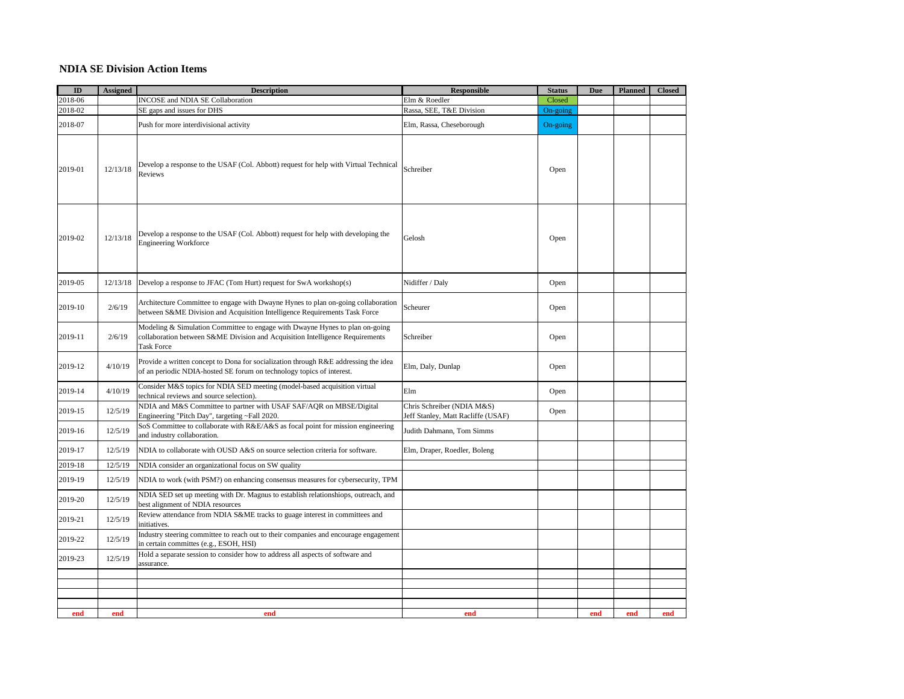# NDIA SE Division Action Items

| ID | Assigned | Description | Responsible | Status | Due | Planned | Closed |
|---|---|---|---|---|---|---|---|
| 2018-06 | | INCOSE and NDIA SE Collaboration | Elm & Roedler | Closed | | | |
| 2018-02 | | SE gaps and issues for DHS | Rassa, SEE, T&E Division | On-going | | | |
| 2018-07 | | Push for more interdivisional activity | Elm, Rassa, Cheseborough | On-going | | | |
| 2019-01 | 12/13/18 | Develop a response to the USAF (Col. Abbott) request for help with Virtual Technical Reviews | Schreiber | Open | | | |
| 2019-02 | 12/13/18 | Develop a response to the USAF (Col. Abbott) request for help with developing the Engineering Workforce | Gelosh | Open | | | |
| 2019-05 | 12/13/18 | Develop a response to JFAC (Tom Hurt) request for SwA workshop(s) | Nidiffer / Daly | Open | | | |
| 2019-10 | 2/6/19 | Architecture Committee to engage with Dwayne Hynes to plan on-going collaboration between S&ME Division and Acquisition Intelligence Requirements Task Force | Scheurer | Open | | | |
| 2019-11 | 2/6/19 | Modeling & Simulation Committee to engage with Dwayne Hynes to plan on-going collaboration between S&ME Division and Acquisition Intelligence Requirements Task Force | Schreiber | Open | | | |
| 2019-12 | 4/10/19 | Provide a written concept to Dona for socialization through R&E addressing the idea of an periodic NDIA-hosted SE forum on technology topics of interest. | Elm, Daly, Dunlap | Open | | | |
| 2019-14 | 4/10/19 | Consider M&S topics for NDIA SED meeting (model-based acquisition virtual technical reviews and source selection). | Elm | Open | | | |
| 2019-15 | 12/5/19 | NDIA and M&S Committee to partner with USAF SAF/AQR on MBSE/Digital Engineering "Pitch Day", targeting ~Fall 2020. | Chris Schreiber (NDIA M&S) Jeff Stanley, Matt Racliffe (USAF) | Open | | | |
| 2019-16 | 12/5/19 | SoS Committee to collaborate with R&E/A&S as focal point for mission engineering and industry collaboration. | Judith Dahmann, Tom Simms | | | | |
| 2019-17 | 12/5/19 | NDIA to collaborate with OUSD A&S on source selection criteria for software. | Elm, Draper, Roedler, Boleng | | | | |
| 2019-18 | 12/5/19 | NDIA consider an organizational focus on SW quality | | | | | |
| 2019-19 | 12/5/19 | NDIA to work (with PSM?) on enhancing consensus measures for cybersecurity, TPM | | | | | |
| 2019-20 | 12/5/19 | NDIA SED set up meeting with Dr. Magnus to establish relationshiops, outreach, and best alignment of NDIA resources | | | | | |
| 2019-21 | 12/5/19 | Review attendance from NDIA S&ME tracks to guage interest in committees and initiatives. | | | | | |
| 2019-22 | 12/5/19 | Industry steering committee to reach out to their companies and encourage engagement in certain committes (e.g., ESOH, HSI) | | | | | |
| 2019-23 | 12/5/19 | Hold a separate session to consider how to address all aspects of software and assurance. | | | | | |
| | | | | | | | |
| | | | | | | | |
| | | | | | | | |
| | | | | | | | |
| end | end | end | end | | end | end | end |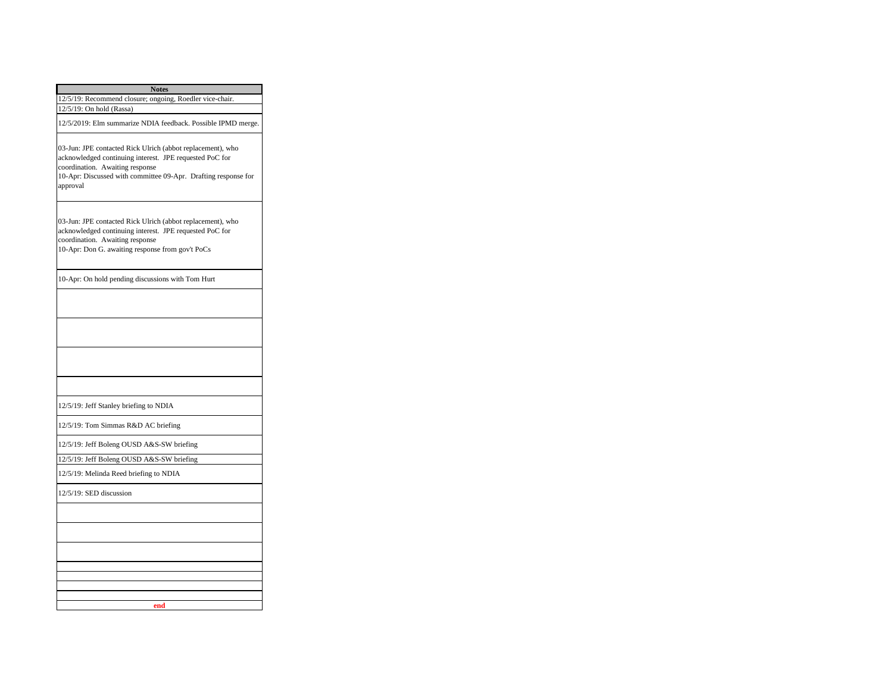| Notes |
| --- |
| 12/5/19: Recommend closure; ongoing, Roedler vice-chair. |
| 12/5/19: On hold (Rassa) |
| 12/5/2019: Elm summarize NDIA feedback. Possible IPMD merge. |
| 03-Jun: JPE contacted Rick Ulrich (abbot replacement), who acknowledged continuing interest. JPE requested PoC for coordination. Awaiting response<br>10-Apr: Discussed with committee 09-Apr. Drafting response for approval |
| 03-Jun: JPE contacted Rick Ulrich (abbot replacement), who acknowledged continuing interest. JPE requested PoC for coordination. Awaiting response<br>10-Apr: Don G. awaiting response from gov't PoCs |
| 10-Apr: On hold pending discussions with Tom Hurt |
| |
| |
| |
| |
| 12/5/19: Jeff Stanley briefing to NDIA |
| 12/5/19: Tom Simmas R&D AC briefing |
| 12/5/19: Jeff Boleng OUSD A&S-SW briefing |
| 12/5/19: Jeff Boleng OUSD A&S-SW briefing |
| 12/5/19: Melinda Reed briefing to NDIA |
| 12/5/19: SED discussion |
| |
| |
| |
| |
| |
| |
| |
| end |